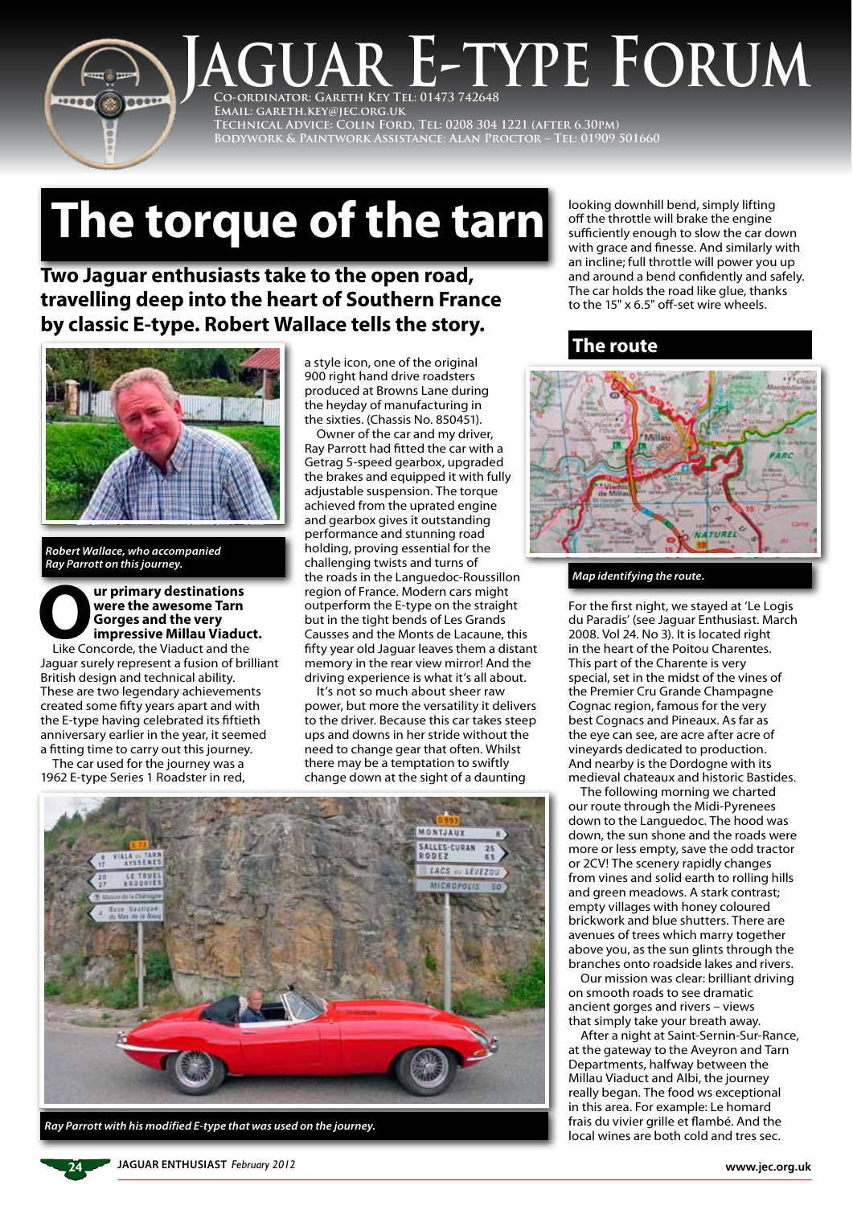# Jaguar E-type Forum

Co-ordinator: Gareth Key Tel: 01473 742648
Email: gareth.key@jec.org.uk
Technical Advice: Colin Ford, Tel: 0208 304 1221 (after 6.30pm)
Bodywork & Paintwork Assistance: Alan Proctor – Tel: 01909 501660

# The torque of the tarn

**Two Jaguar enthusiasts take to the open road, travelling deep into the heart of Southern France by classic E-type. Robert Wallace tells the story.**

*Robert Wallace, who accompanied Ray Parrott on this journey.*

**Our primary destinations were the awesome Tarn Gorges and the very impressive Millau Viaduct.** Like Concorde, the Viaduct and the Jaguar surely represent a fusion of brilliant British design and technical ability. These are two legendary achievements created some fifty years apart and with the E-type having celebrated its fiftieth anniversary earlier in the year, it seemed a fitting time to carry out this journey.

The car used for the journey was a 1962 E-type Series 1 Roadster in red, a style icon, one of the original 900 right hand drive roadsters produced at Browns Lane during the heyday of manufacturing in the sixties. (Chassis No. 850451).

Owner of the car and my driver, Ray Parrott had fitted the car with a Getrag 5-speed gearbox, upgraded the brakes and equipped it with fully adjustable suspension. The torque achieved from the uprated engine and gearbox gives it outstanding performance and stunning road holding, proving essential for the challenging twists and turns of the roads in the Languedoc-Roussillon region of France. Modern cars might outperform the E-type on the straight but in the tight bends of Les Grands Causses and the Monts de Lacaune, this fifty year old Jaguar leaves them a distant memory in the rear view mirror! And the driving experience is what it's all about.

It's not so much about sheer raw power, but more the versatility it delivers to the driver. Because this car takes steep ups and downs in her stride without the need to change gear that often. Whilst there may be a temptation to swiftly change down at the sight of a daunting looking downhill bend, simply lifting off the throttle will brake the engine sufficiently enough to slow the car down with grace and finesse. And similarly with an incline; full throttle will power you up and around a bend confidently and safely. The car holds the road like glue, thanks to the 15" x 6.5" off-set wire wheels.

*Ray Parrott with his modified E-type that was used on the journey.*

## The route

*Map identifying the route.*

For the first night, we stayed at 'Le Logis du Paradis' (see Jaguar Enthusiast. March 2008. Vol 24. No 3). It is located right in the heart of the Poitou Charentes. This part of the Charente is very special, set in the midst of the vines of the Premier Cru Grande Champagne Cognac region, famous for the very best Cognacs and Pineaux. As far as the eye can see, are acre after acre of vineyards dedicated to production. And nearby is the Dordogne with its medieval chateaux and historic Bastides.

The following morning we charted our route through the Midi-Pyrenees down to the Languedoc. The hood was down, the sun shone and the roads were more or less empty, save the odd tractor or 2CV! The scenery rapidly changes from vines and solid earth to rolling hills and green meadows. A stark contrast; empty villages with honey coloured brickwork and blue shutters. There are avenues of trees which marry together above you, as the sun glints through the branches onto roadside lakes and rivers.

Our mission was clear: brilliant driving on smooth roads to see dramatic ancient gorges and rivers – views that simply take your breath away.

After a night at Saint-Sernin-Sur-Rance, at the gateway to the Aveyron and Tarn Departments, halfway between the Millau Viaduct and Albi, the journey really began. The food ws exceptional in this area. For example: Le homard frais du vivier grille et flambé. And the local wines are both cold and tres sec.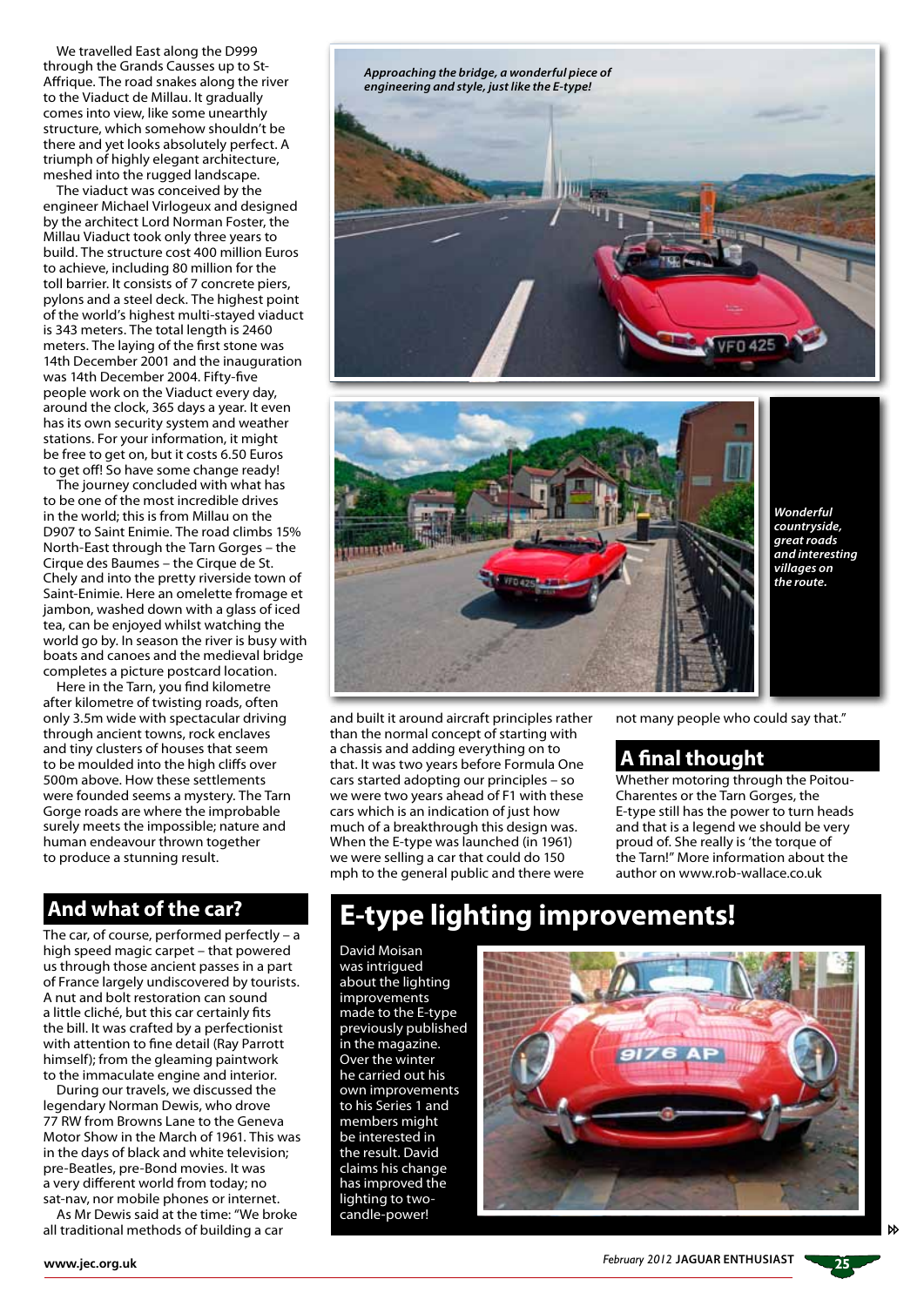We travelled East along the D999 through the Grands Causses up to St-Affrique. The road snakes along the river to the Viaduct de Millau. It gradually comes into view, like some unearthly structure, which somehow shouldn't be there and yet looks absolutely perfect. A triumph of highly elegant architecture, meshed into the rugged landscape.

The viaduct was conceived by the engineer Michael Virlogeux and designed by the architect Lord Norman Foster, the Millau Viaduct took only three years to build. The structure cost 400 million Euros to achieve, including 80 million for the toll barrier. It consists of 7 concrete piers, pylons and a steel deck. The highest point of the world's highest multi-stayed viaduct is 343 meters. The total length is 2460 meters. The laying of the first stone was 14th December 2001 and the inauguration was 14th December 2004. Fifty-five people work on the Viaduct every day, around the clock, 365 days a year. It even has its own security system and weather stations. For your information, it might be free to get on, but it costs 6.50 Euros to get off! So have some change ready!

The journey concluded with what has to be one of the most incredible drives in the world; this is from Millau on the D907 to Saint Enimie. The road climbs 15% North-East through the Tarn Gorges – the Cirque des Baumes – the Cirque de St. Chely and into the pretty riverside town of Saint-Enimie. Here an omelette fromage et jambon, washed down with a glass of iced tea, can be enjoyed whilst watching the world go by. In season the river is busy with boats and canoes and the medieval bridge completes a picture postcard location.

Here in the Tarn, you find kilometre after kilometre of twisting roads, often only 3.5m wide with spectacular driving through ancient towns, rock enclaves and tiny clusters of houses that seem to be moulded into the high cliffs over 500m above. How these settlements were founded seems a mystery. The Tarn Gorge roads are where the improbable surely meets the impossible; nature and human endeavour thrown together to produce a stunning result.

*Approaching the bridge, a wonderful piece of engineering and style, just like the E-type!*

*Wonderful countryside, great roads and interesting villages on the route.*

## And what of the car?

The car, of course, performed perfectly – a high speed magic carpet – that powered us through those ancient passes in a part of France largely undiscovered by tourists. A nut and bolt restoration can sound a little cliché, but this car certainly fits the bill. It was crafted by a perfectionist with attention to fine detail (Ray Parrott himself); from the gleaming paintwork to the immaculate engine and interior.

During our travels, we discussed the legendary Norman Dewis, who drove 77 RW from Browns Lane to the Geneva Motor Show in the March of 1961. This was in the days of black and white television; pre-Beatles, pre-Bond movies. It was a very different world from today; no sat-nav, nor mobile phones or internet.

As Mr Dewis said at the time: "We broke all traditional methods of building a car and built it around aircraft principles rather than the normal concept of starting with a chassis and adding everything on to that. It was two years before Formula One cars started adopting our principles – so we were two years ahead of F1 with these cars which is an indication of just how much of a breakthrough this design was. When the E-type was launched (in 1961) we were selling a car that could do 150 mph to the general public and there were not many people who could say that."

## A final thought

Whether motoring through the Poitou-Charentes or the Tarn Gorges, the E-type still has the power to turn heads and that is a legend we should be very proud of. She really is 'the torque of the Tarn!" More information about the author on www.rob-wallace.co.uk

# E-type lighting improvements!

David Moisan was intrigued about the lighting improvements made to the E-type previously published in the magazine. Over the winter he carried out his own improvements to his Series 1 and members might be interested in the result. David claims his change has improved the lighting to two-candle-power!